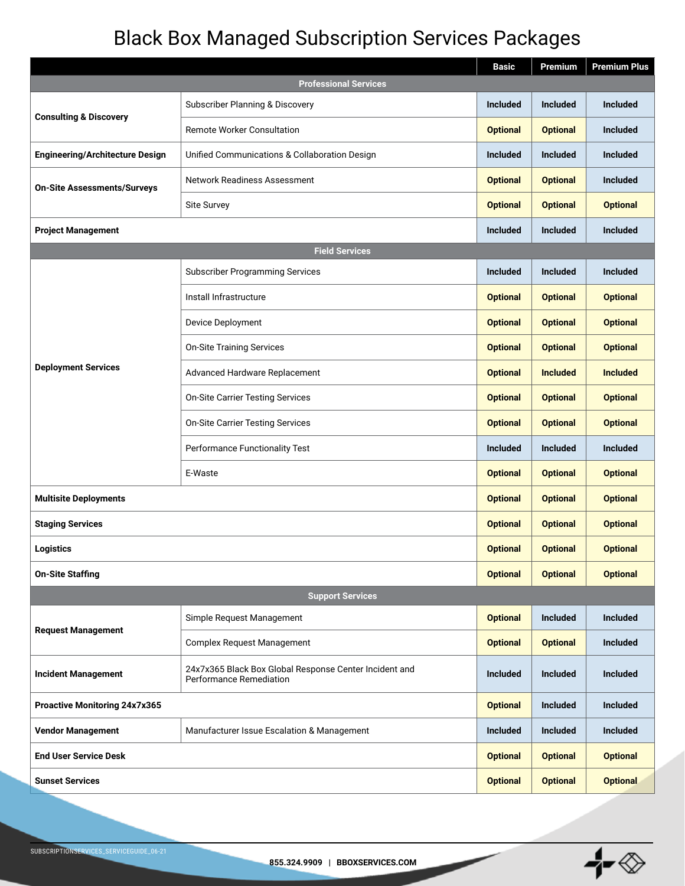# Black Box Managed Subscription Services Packages

| | | Basic | Premium | Premium Plus |
|---|---|---|---|---|
| **Professional Services** | | | | |
| **Consulting & Discovery** | Subscriber Planning & Discovery | Included | Included | Included |
| | Remote Worker Consultation | Optional | Optional | Included |
| **Engineering/Architecture Design** | Unified Communications & Collaboration Design | Included | Included | Included |
| **On-Site Assessments/Surveys** | Network Readiness Assessment | Optional | Optional | Included |
| | Site Survey | Optional | Optional | Optional |
| **Project Management** | | Included | Included | Included |
| **Field Services** | | | | |
| **Deployment Services** | Subscriber Programming Services | Included | Included | Included |
| | Install Infrastructure | Optional | Optional | Optional |
| | Device Deployment | Optional | Optional | Optional |
| | On-Site Training Services | Optional | Optional | Optional |
| | Advanced Hardware Replacement | Optional | Included | Included |
| | On-Site Carrier Testing Services | Optional | Optional | Optional |
| | On-Site Carrier Testing Services | Optional | Optional | Optional |
| | Performance Functionality Test | Included | Included | Included |
| | E-Waste | Optional | Optional | Optional |
| **Multisite Deployments** | | Optional | Optional | Optional |
| **Staging Services** | | Optional | Optional | Optional |
| **Logistics** | | Optional | Optional | Optional |
| **On-Site Staffing** | | Optional | Optional | Optional |
| **Support Services** | | | | |
| **Request Management** | Simple Request Management | Optional | Included | Included |
| | Complex Request Management | Optional | Optional | Included |
| **Incident Management** | 24x7x365 Black Box Global Response Center Incident and Performance Remediation | Included | Included | Included |
| **Proactive Monitoring 24x7x365** | | Optional | Included | Included |
| **Vendor Management** | Manufacturer Issue Escalation & Management | Included | Included | Included |
| **End User Service Desk** | | Optional | Optional | Optional |
| **Sunset Services** | | Optional | Optional | Optional |

SUBSCRIPTIONSERVICES_SERVICEGUIDE_06-21

855.324.9909 | BBOXSERVICES.COM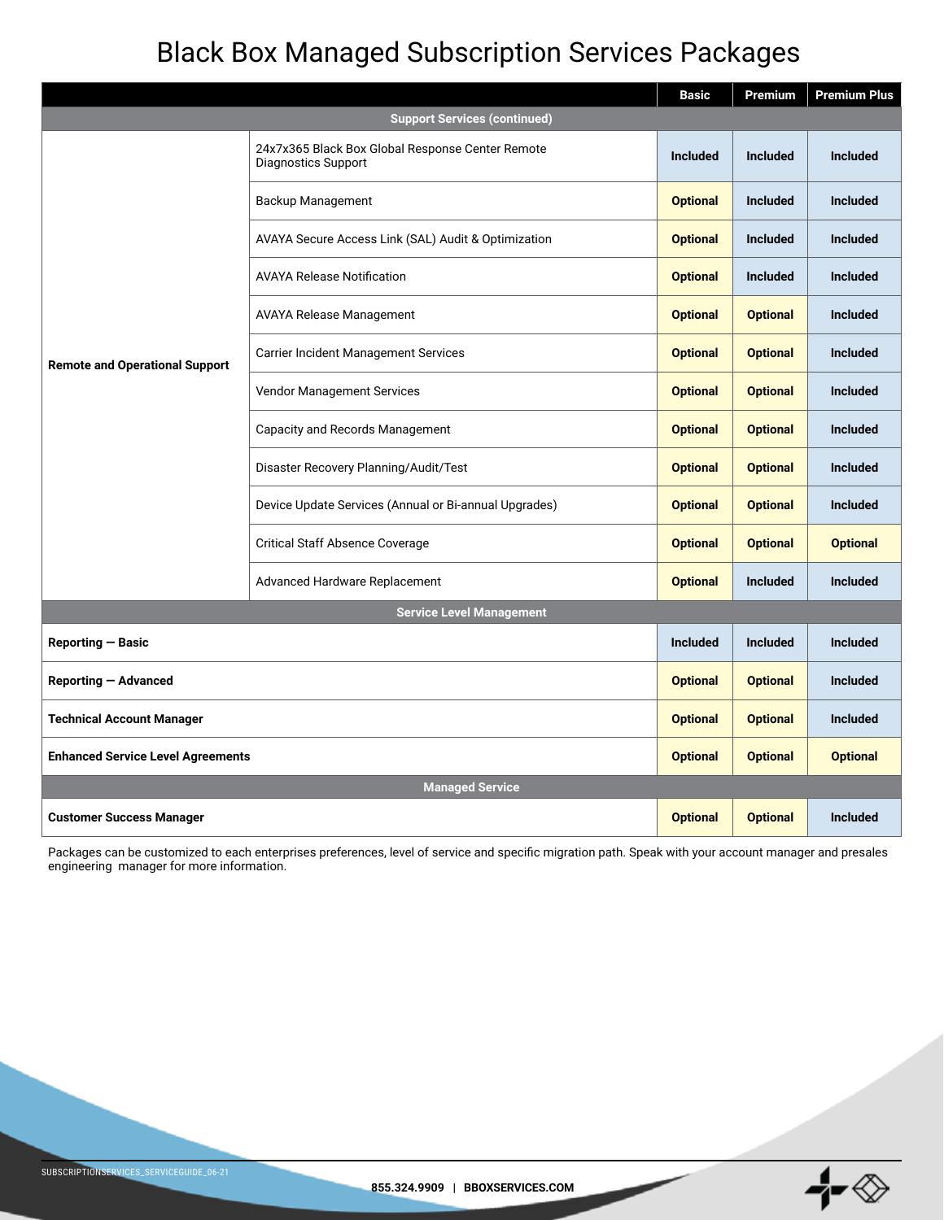# Black Box Managed Subscription Services Packages

| | | Basic | Premium | Premium Plus |
|---|---|---|---|---|
| **Support Services (continued)** | | | | |
| **Remote and Operational Support** | 24x7x365 Black Box Global Response Center Remote Diagnostics Support | **Included** | **Included** | **Included** |
| | Backup Management | **Optional** | **Included** | **Included** |
| | AVAYA Secure Access Link (SAL) Audit & Optimization | **Optional** | **Included** | **Included** |
| | AVAYA Release Notification | **Optional** | **Included** | **Included** |
| | AVAYA Release Management | **Optional** | **Optional** | **Included** |
| | Carrier Incident Management Services | **Optional** | **Optional** | **Included** |
| | Vendor Management Services | **Optional** | **Optional** | **Included** |
| | Capacity and Records Management | **Optional** | **Optional** | **Included** |
| | Disaster Recovery Planning/Audit/Test | **Optional** | **Optional** | **Included** |
| | Device Update Services (Annual or Bi-annual Upgrades) | **Optional** | **Optional** | **Included** |
| | Critical Staff Absence Coverage | **Optional** | **Optional** | **Optional** |
| | Advanced Hardware Replacement | **Optional** | **Included** | **Included** |
| **Service Level Management** | | | | |
| **Reporting — Basic** | | **Included** | **Included** | **Included** |
| **Reporting — Advanced** | | **Optional** | **Optional** | **Included** |
| **Technical Account Manager** | | **Optional** | **Optional** | **Included** |
| **Enhanced Service Level Agreements** | | **Optional** | **Optional** | **Optional** |
| **Managed Service** | | | | |
| **Customer Success Manager** | | **Optional** | **Optional** | **Included** |

Packages can be customized to each enterprises preferences, level of service and specific migration path. Speak with your account manager and presales engineering manager for more information.

SUBSCRIPTIONSERVICES_SERVICEGUIDE_06-21

855.324.9909 | BBOXSERVICES.COM